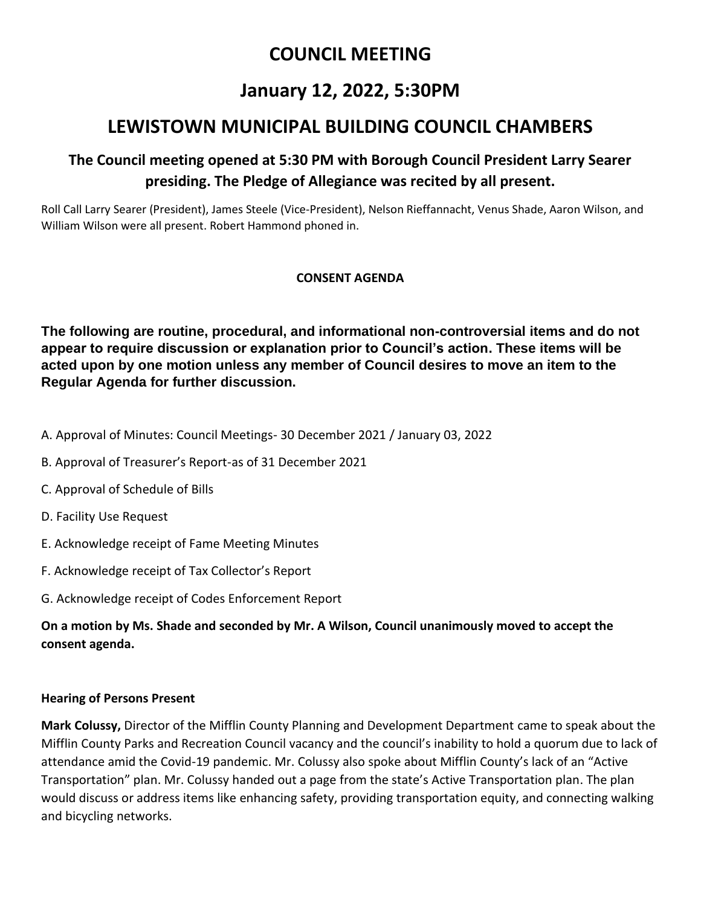# COUNCIL MEETING

# January 12, 2022, 5:30PM

# LEWISTOWN MUNICIPAL BUILDING COUNCIL CHAMBERS

### The Council meeting opened at 5:30 PM with Borough Council President Larry Searer presiding. The Pledge of Allegiance was recited by all present.

Roll Call Larry Searer (President), James Steele (Vice-President), Nelson Rieffannacht, Venus Shade, Aaron Wilson, and William Wilson were all present. Robert Hammond phoned in.

**CONSENT AGENDA**

**The following are routine, procedural, and informational non-controversial items and do not appear to require discussion or explanation prior to Council's action. These items will be acted upon by one motion unless any member of Council desires to move an item to the Regular Agenda for further discussion.**

A. Approval of Minutes: Council Meetings- 30 December 2021 / January 03, 2022

B. Approval of Treasurer's Report-as of 31 December 2021

C. Approval of Schedule of Bills

D. Facility Use Request

E. Acknowledge receipt of Fame Meeting Minutes

F. Acknowledge receipt of Tax Collector's Report

G. Acknowledge receipt of Codes Enforcement Report

**On a motion by Ms. Shade and seconded by Mr. A Wilson, Council unanimously moved to accept the consent agenda.**

**Hearing of Persons Present**

**Mark Colussy,** Director of the Mifflin County Planning and Development Department came to speak about the Mifflin County Parks and Recreation Council vacancy and the council's inability to hold a quorum due to lack of attendance amid the Covid-19 pandemic. Mr. Colussy also spoke about Mifflin County's lack of an "Active Transportation" plan. Mr. Colussy handed out a page from the state's Active Transportation plan. The plan would discuss or address items like enhancing safety, providing transportation equity, and connecting walking and bicycling networks.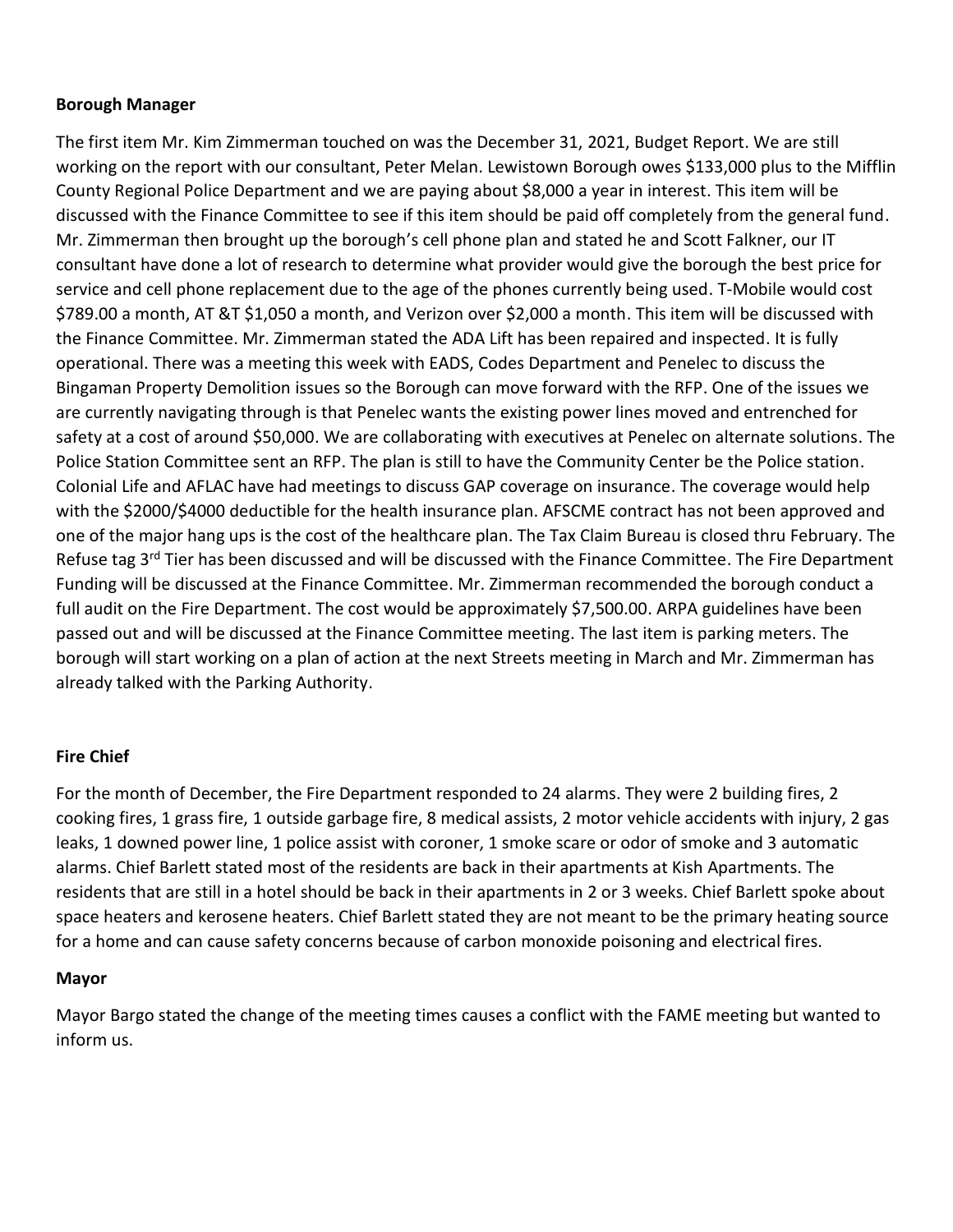**Borough Manager**

The first item Mr. Kim Zimmerman touched on was the December 31, 2021, Budget Report. We are still working on the report with our consultant, Peter Melan. Lewistown Borough owes $133,000 plus to the Mifflin County Regional Police Department and we are paying about $8,000 a year in interest. This item will be discussed with the Finance Committee to see if this item should be paid off completely from the general fund. Mr. Zimmerman then brought up the borough's cell phone plan and stated he and Scott Falkner, our IT consultant have done a lot of research to determine what provider would give the borough the best price for service and cell phone replacement due to the age of the phones currently being used. T-Mobile would cost $789.00 a month, AT &T $1,050 a month, and Verizon over $2,000 a month. This item will be discussed with the Finance Committee. Mr. Zimmerman stated the ADA Lift has been repaired and inspected. It is fully operational. There was a meeting this week with EADS, Codes Department and Penelec to discuss the Bingaman Property Demolition issues so the Borough can move forward with the RFP. One of the issues we are currently navigating through is that Penelec wants the existing power lines moved and entrenched for safety at a cost of around $50,000. We are collaborating with executives at Penelec on alternate solutions. The Police Station Committee sent an RFP. The plan is still to have the Community Center be the Police station. Colonial Life and AFLAC have had meetings to discuss GAP coverage on insurance. The coverage would help with the $2000/$4000 deductible for the health insurance plan. AFSCME contract has not been approved and one of the major hang ups is the cost of the healthcare plan. The Tax Claim Bureau is closed thru February. The Refuse tag 3rd Tier has been discussed and will be discussed with the Finance Committee. The Fire Department Funding will be discussed at the Finance Committee. Mr. Zimmerman recommended the borough conduct a full audit on the Fire Department. The cost would be approximately $7,500.00. ARPA guidelines have been passed out and will be discussed at the Finance Committee meeting. The last item is parking meters. The borough will start working on a plan of action at the next Streets meeting in March and Mr. Zimmerman has already talked with the Parking Authority.

**Fire Chief**

For the month of December, the Fire Department responded to 24 alarms. They were 2 building fires, 2 cooking fires, 1 grass fire, 1 outside garbage fire, 8 medical assists, 2 motor vehicle accidents with injury, 2 gas leaks, 1 downed power line, 1 police assist with coroner, 1 smoke scare or odor of smoke and 3 automatic alarms. Chief Barlett stated most of the residents are back in their apartments at Kish Apartments. The residents that are still in a hotel should be back in their apartments in 2 or 3 weeks. Chief Barlett spoke about space heaters and kerosene heaters. Chief Barlett stated they are not meant to be the primary heating source for a home and can cause safety concerns because of carbon monoxide poisoning and electrical fires.

**Mayor**

Mayor Bargo stated the change of the meeting times causes a conflict with the FAME meeting but wanted to inform us.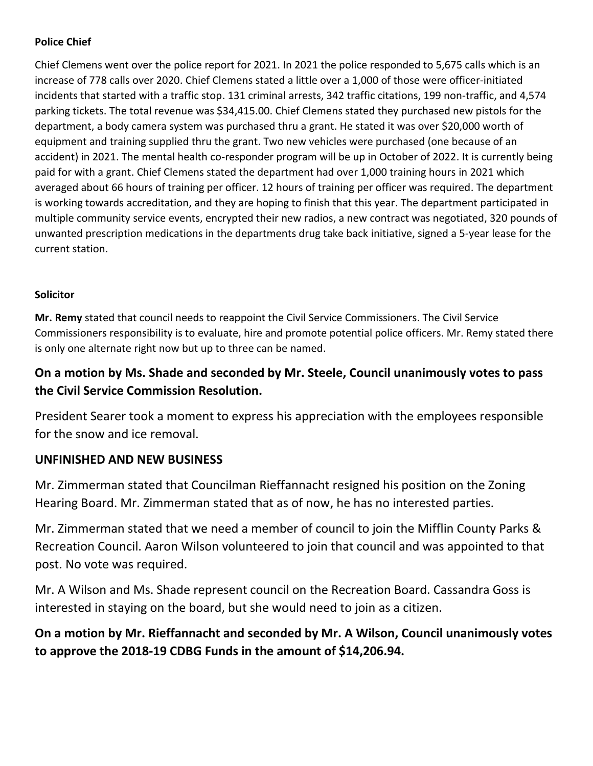### Police Chief

Chief Clemens went over the police report for 2021. In 2021 the police responded to 5,675 calls which is an increase of 778 calls over 2020. Chief Clemens stated a little over a 1,000 of those were officer-initiated incidents that started with a traffic stop. 131 criminal arrests, 342 traffic citations, 199 non-traffic, and 4,574 parking tickets. The total revenue was $34,415.00. Chief Clemens stated they purchased new pistols for the department, a body camera system was purchased thru a grant. He stated it was over $20,000 worth of equipment and training supplied thru the grant. Two new vehicles were purchased (one because of an accident) in 2021. The mental health co-responder program will be up in October of 2022. It is currently being paid for with a grant. Chief Clemens stated the department had over 1,000 training hours in 2021 which averaged about 66 hours of training per officer. 12 hours of training per officer was required. The department is working towards accreditation, and they are hoping to finish that this year. The department participated in multiple community service events, encrypted their new radios, a new contract was negotiated, 320 pounds of unwanted prescription medications in the departments drug take back initiative, signed a 5-year lease for the current station.

### Solicitor

**Mr. Remy** stated that council needs to reappoint the Civil Service Commissioners. The Civil Service Commissioners responsibility is to evaluate, hire and promote potential police officers. Mr. Remy stated there is only one alternate right now but up to three can be named.

**On a motion by Ms. Shade and seconded by Mr. Steele, Council unanimously votes to pass the Civil Service Commission Resolution.**

President Searer took a moment to express his appreciation with the employees responsible for the snow and ice removal.

## UNFINISHED AND NEW BUSINESS

Mr. Zimmerman stated that Councilman Rieffannacht resigned his position on the Zoning Hearing Board. Mr. Zimmerman stated that as of now, he has no interested parties.

Mr. Zimmerman stated that we need a member of council to join the Mifflin County Parks & Recreation Council. Aaron Wilson volunteered to join that council and was appointed to that post. No vote was required.

Mr. A Wilson and Ms. Shade represent council on the Recreation Board. Cassandra Goss is interested in staying on the board, but she would need to join as a citizen.

**On a motion by Mr. Rieffannacht and seconded by Mr. A Wilson, Council unanimously votes to approve the 2018-19 CDBG Funds in the amount of $14,206.94.**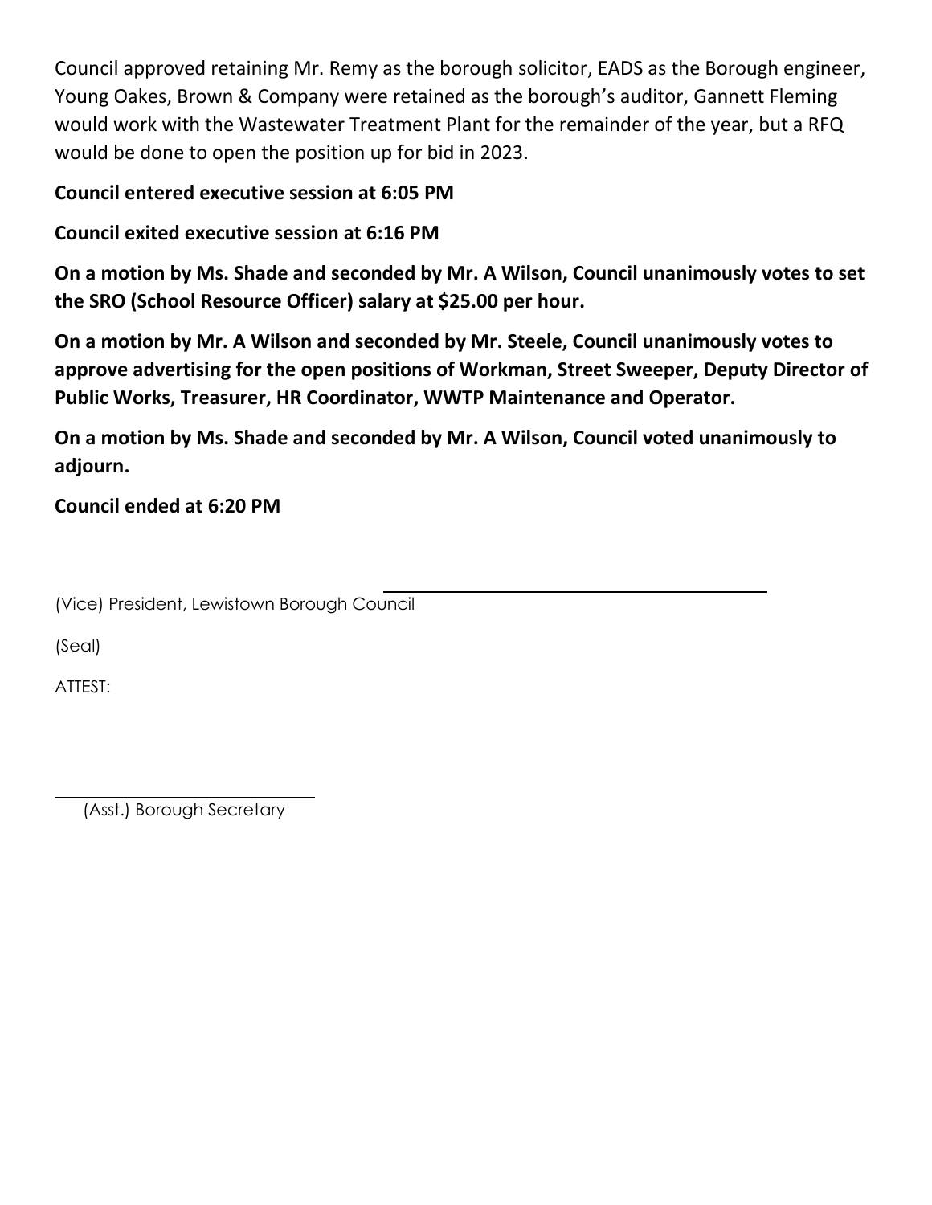Council approved retaining Mr. Remy as the borough solicitor, EADS as the Borough engineer, Young Oakes, Brown & Company were retained as the borough's auditor, Gannett Fleming would work with the Wastewater Treatment Plant for the remainder of the year, but a RFQ would be done to open the position up for bid in 2023.

**Council entered executive session at 6:05 PM**

**Council exited executive session at 6:16 PM**

**On a motion by Ms. Shade and seconded by Mr. A Wilson, Council unanimously votes to set the SRO (School Resource Officer) salary at $25.00 per hour.**

**On a motion by Mr. A Wilson and seconded by Mr. Steele, Council unanimously votes to approve advertising for the open positions of Workman, Street Sweeper, Deputy Director of Public Works, Treasurer, HR Coordinator, WWTP Maintenance and Operator.**

**On a motion by Ms. Shade and seconded by Mr. A Wilson, Council voted unanimously to adjourn.**

**Council ended at 6:20 PM**

______________________________

(Vice) President, Lewistown Borough Council

(Seal)

ATTEST:

______________________________

(Asst.) Borough Secretary